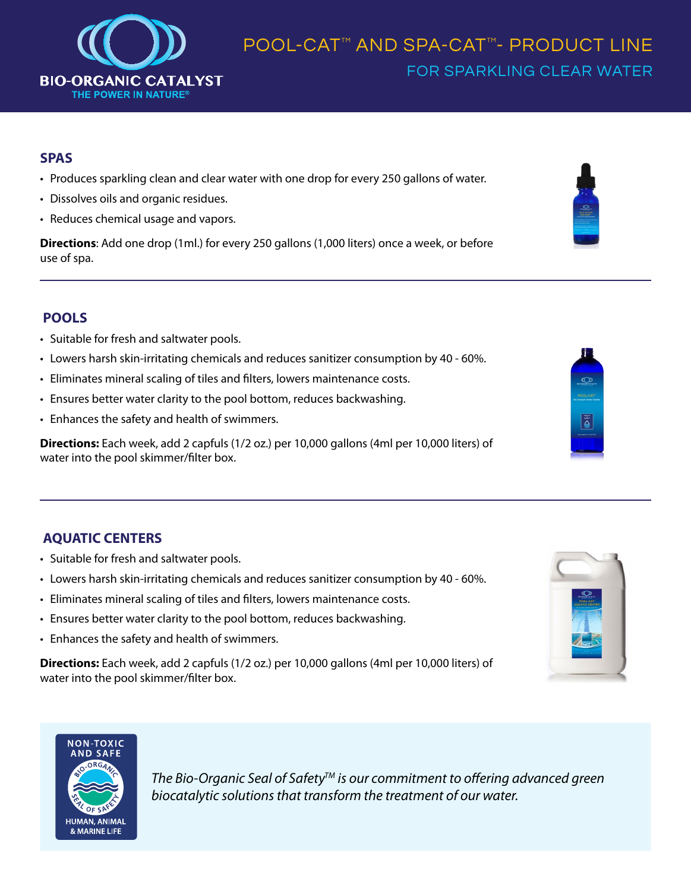BIO-ORGANIC CATALYST
THE POWER IN NATURE®

# POOL-CAT™ AND SPA-CAT™- PRODUCT LINE

## FOR SPARKLING CLEAR WATER

### SPAS

- Produces sparkling clean and clear water with one drop for every 250 gallons of water.
- Dissolves oils and organic residues.
- Reduces chemical usage and vapors.

**Directions**: Add one drop (1ml.) for every 250 gallons (1,000 liters) once a week, or before use of spa.

---

### POOLS

- Suitable for fresh and saltwater pools.
- Lowers harsh skin-irritating chemicals and reduces sanitizer consumption by 40 - 60%.
- Eliminates mineral scaling of tiles and filters, lowers maintenance costs.
- Ensures better water clarity to the pool bottom, reduces backwashing.
- Enhances the safety and health of swimmers.

**Directions:** Each week, add 2 capfuls (1/2 oz.) per 10,000 gallons (4ml per 10,000 liters) of water into the pool skimmer/filter box.

---

### AQUATIC CENTERS

- Suitable for fresh and saltwater pools.
- Lowers harsh skin-irritating chemicals and reduces sanitizer consumption by 40 - 60%.
- Eliminates mineral scaling of tiles and filters, lowers maintenance costs.
- Ensures better water clarity to the pool bottom, reduces backwashing.
- Enhances the safety and health of swimmers.

**Directions:** Each week, add 2 capfuls (1/2 oz.) per 10,000 gallons (4ml per 10,000 liters) of water into the pool skimmer/filter box.

NON-TOXIC AND SAFE
BIO-ORGANIC SEAL OF SAFETY
HUMAN, ANIMAL & MARINE LIFE

*The Bio-Organic Seal of Safety™ is our commitment to offering advanced green biocatalytic solutions that transform the treatment of our water.*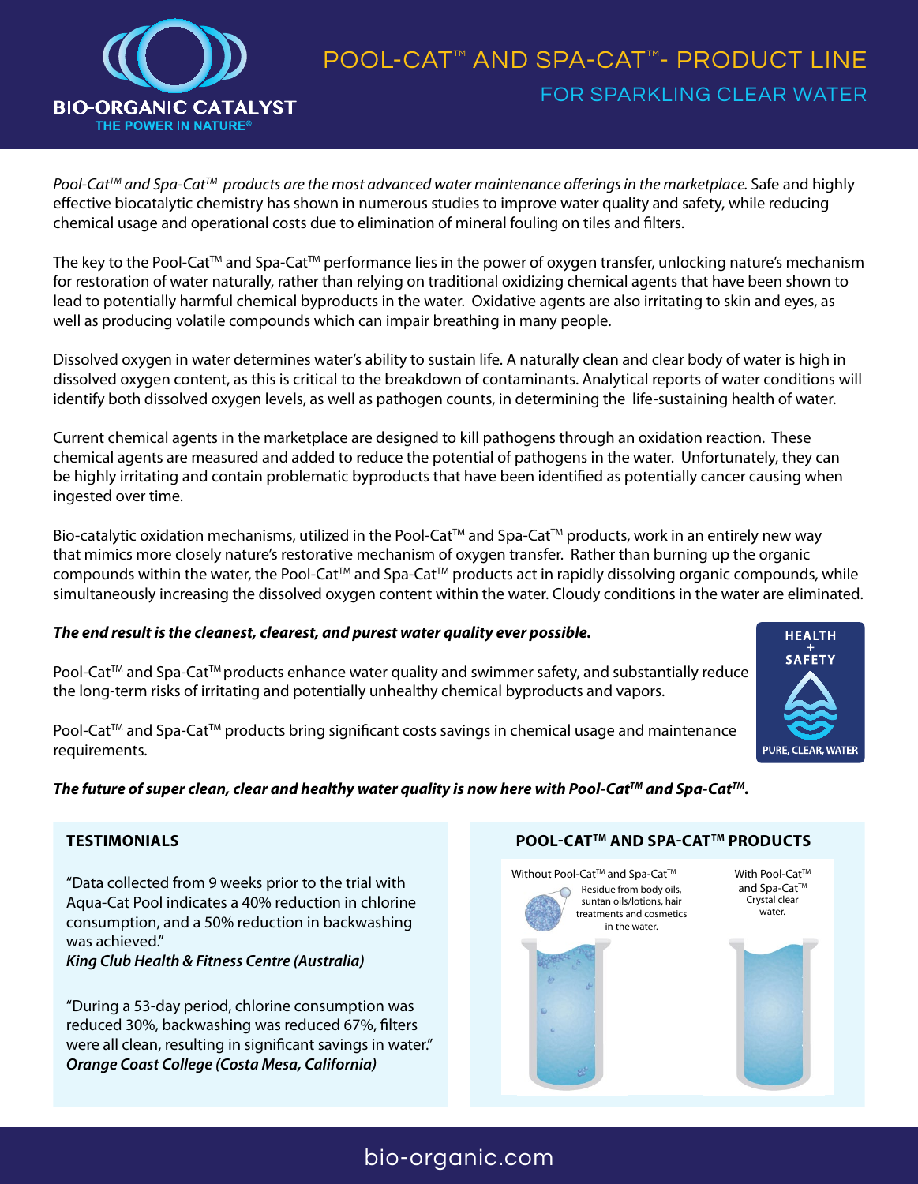# POOL-CAT™ AND SPA-CAT™- PRODUCT LINE

## FOR SPARKLING CLEAR WATER

*Pool-Cat™ and Spa-Cat™ products are the most advanced water maintenance offerings in the marketplace.* Safe and highly effective biocatalytic chemistry has shown in numerous studies to improve water quality and safety, while reducing chemical usage and operational costs due to elimination of mineral fouling on tiles and filters.

The key to the Pool-Cat™ and Spa-Cat™ performance lies in the power of oxygen transfer, unlocking nature's mechanism for restoration of water naturally, rather than relying on traditional oxidizing chemical agents that have been shown to lead to potentially harmful chemical byproducts in the water. Oxidative agents are also irritating to skin and eyes, as well as producing volatile compounds which can impair breathing in many people.

Dissolved oxygen in water determines water's ability to sustain life. A naturally clean and clear body of water is high in dissolved oxygen content, as this is critical to the breakdown of contaminants. Analytical reports of water conditions will identify both dissolved oxygen levels, as well as pathogen counts, in determining the life-sustaining health of water.

Current chemical agents in the marketplace are designed to kill pathogens through an oxidation reaction. These chemical agents are measured and added to reduce the potential of pathogens in the water. Unfortunately, they can be highly irritating and contain problematic byproducts that have been identified as potentially cancer causing when ingested over time.

Bio-catalytic oxidation mechanisms, utilized in the Pool-Cat™ and Spa-Cat™ products, work in an entirely new way that mimics more closely nature's restorative mechanism of oxygen transfer. Rather than burning up the organic compounds within the water, the Pool-Cat™ and Spa-Cat™ products act in rapidly dissolving organic compounds, while simultaneously increasing the dissolved oxygen content within the water. Cloudy conditions in the water are eliminated.

***The end result is the cleanest, clearest, and purest water quality ever possible.***

HEALTH + SAFETY

PURE, CLEAR, WATER

Pool-Cat™ and Spa-Cat™ products enhance water quality and swimmer safety, and substantially reduce the long-term risks of irritating and potentially unhealthy chemical byproducts and vapors.

Pool-Cat™ and Spa-Cat™ products bring significant costs savings in chemical usage and maintenance requirements.

***The future of super clean, clear and healthy water quality is now here with Pool-Cat™ and Spa-Cat™.***

### TESTIMONIALS

"Data collected from 9 weeks prior to the trial with Aqua-Cat Pool indicates a 40% reduction in chlorine consumption, and a 50% reduction in backwashing was achieved."
***King Club Health & Fitness Centre (Australia)***

"During a 53-day period, chlorine consumption was reduced 30%, backwashing was reduced 67%, filters were all clean, resulting in significant savings in water."
***Orange Coast College (Costa Mesa, California)***

### POOL-CAT™ AND SPA-CAT™ PRODUCTS

Without Pool-Cat™ and Spa-Cat™

Residue from body oils, suntan oils/lotions, hair treatments and cosmetics in the water.

With Pool-Cat™ and Spa-Cat™

Crystal clear water.

bio-organic.com